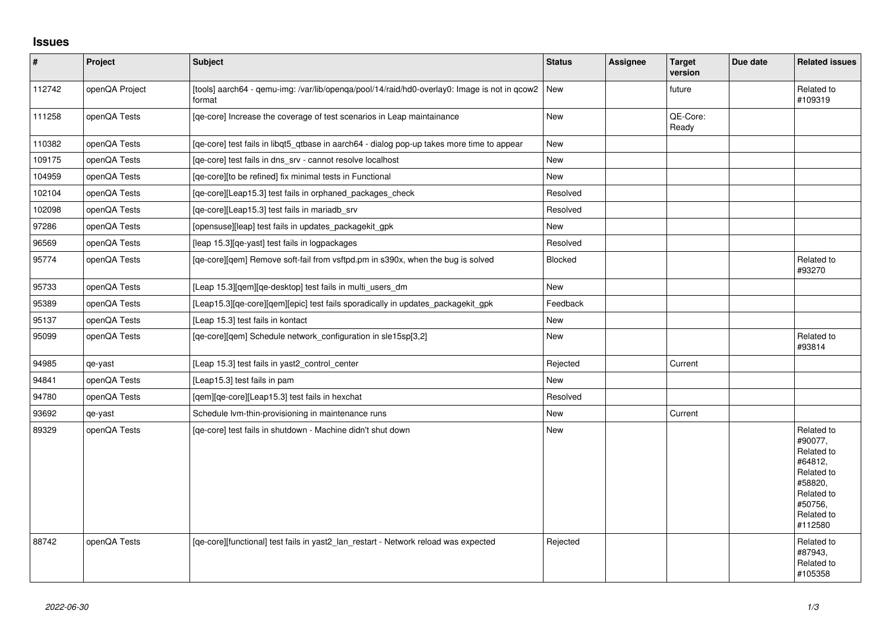# Issues

| # | Project | Subject | Status | Assignee | Target version | Due date | Related issues |
|---|---|---|---|---|---|---|---|
| 112742 | openQA Project | [tools] aarch64 - qemu-img: /var/lib/openqa/pool/14/raid/hd0-overlay0: Image is not in qcow2 format | New | | future | | Related to #109319 |
| 111258 | openQA Tests | [qe-core] Increase the coverage of test scenarios in Leap maintainance | New | | QE-Core: Ready | | |
| 110382 | openQA Tests | [qe-core] test fails in libqt5_qtbase in aarch64 - dialog pop-up takes more time to appear | New | | | | |
| 109175 | openQA Tests | [qe-core] test fails in dns_srv - cannot resolve localhost | New | | | | |
| 104959 | openQA Tests | [qe-core][to be refined] fix minimal tests in Functional | New | | | | |
| 102104 | openQA Tests | [qe-core][Leap15.3] test fails in orphaned_packages_check | Resolved | | | | |
| 102098 | openQA Tests | [qe-core][Leap15.3] test fails in mariadb_srv | Resolved | | | | |
| 97286 | openQA Tests | [opensuse][leap] test fails in updates_packagekit_gpk | New | | | | |
| 96569 | openQA Tests | [leap 15.3][qe-yast] test fails in logpackages | Resolved | | | | |
| 95774 | openQA Tests | [qe-core][qem] Remove soft-fail from vsftpd.pm in s390x, when the bug is solved | Blocked | | | | Related to #93270 |
| 95733 | openQA Tests | [Leap 15.3][qem][qe-desktop] test fails in multi_users_dm | New | | | | |
| 95389 | openQA Tests | [Leap15.3][qe-core][qem][epic] test fails sporadically in updates_packagekit_gpk | Feedback | | | | |
| 95137 | openQA Tests | [Leap 15.3] test fails in kontact | New | | | | |
| 95099 | openQA Tests | [qe-core][qem] Schedule network_configuration in sle15sp[3,2] | New | | | | Related to #93814 |
| 94985 | qe-yast | [Leap 15.3] test fails in yast2_control_center | Rejected | | Current | | |
| 94841 | openQA Tests | [Leap15.3] test fails in pam | New | | | | |
| 94780 | openQA Tests | [qem][qe-core][Leap15.3] test fails in hexchat | Resolved | | | | |
| 93692 | qe-yast | Schedule lvm-thin-provisioning in maintenance runs | New | | Current | | |
| 89329 | openQA Tests | [qe-core] test fails in shutdown - Machine didn't shut down | New | | | | Related to #90077, Related to #64812, Related to #58820, Related to #50756, Related to #112580 |
| 88742 | openQA Tests | [qe-core][functional] test fails in yast2_lan_restart - Network reload was expected | Rejected | | | | Related to #87943, Related to #105358 |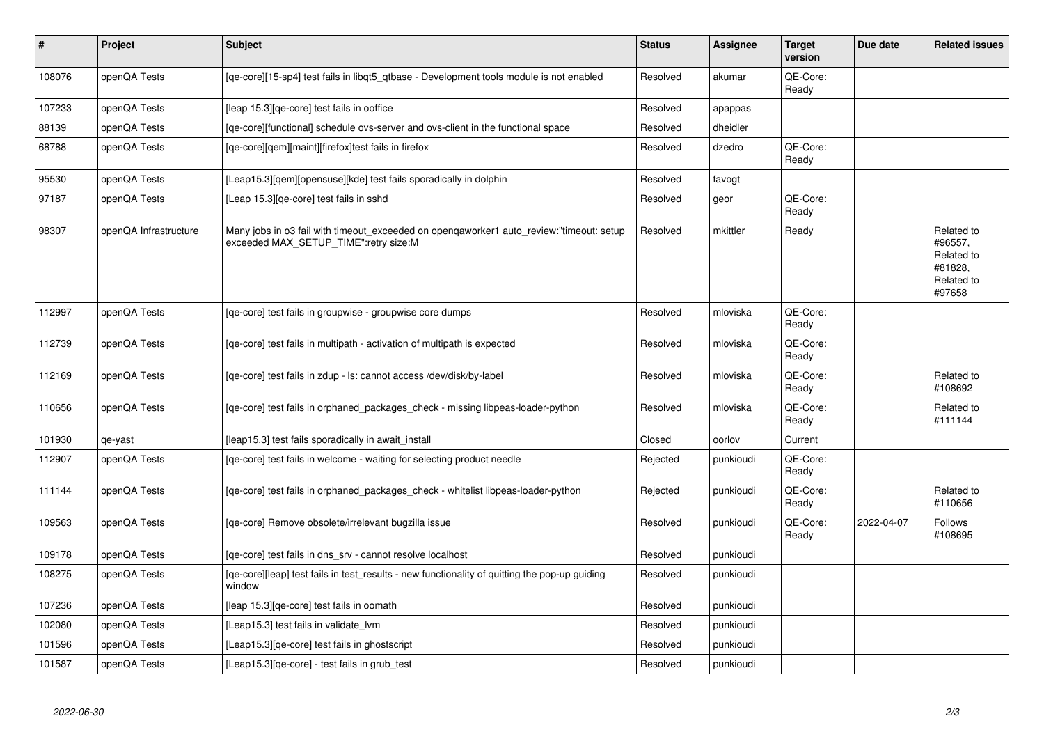| # | Project | Subject | Status | Assignee | Target version | Due date | Related issues |
|---|---|---|---|---|---|---|---|
| 108076 | openQA Tests | [qe-core][15-sp4] test fails in libqt5_qtbase - Development tools module is not enabled | Resolved | akumar | QE-Core: Ready | | |
| 107233 | openQA Tests | [leap 15.3][qe-core] test fails in ooffice | Resolved | apappas | | | |
| 88139 | openQA Tests | [qe-core][functional] schedule ovs-server and ovs-client in the functional space | Resolved | dheidler | | | |
| 68788 | openQA Tests | [qe-core][qem][maint][firefox]test fails in firefox | Resolved | dzedro | QE-Core: Ready | | |
| 95530 | openQA Tests | [Leap15.3][qem][opensuse][kde] test fails sporadically in dolphin | Resolved | favogt | | | |
| 97187 | openQA Tests | [Leap 15.3][qe-core] test fails in sshd | Resolved | geor | QE-Core: Ready | | |
| 98307 | openQA Infrastructure | Many jobs in o3 fail with timeout_exceeded on openqaworker1 auto_review:"timeout: setup exceeded MAX_SETUP_TIME":retry size:M | Resolved | mkittler | Ready | | Related to #96557, Related to #81828, Related to #97658 |
| 112997 | openQA Tests | [qe-core] test fails in groupwise - groupwise core dumps | Resolved | mloviska | QE-Core: Ready | | |
| 112739 | openQA Tests | [qe-core] test fails in multipath - activation of multipath is expected | Resolved | mloviska | QE-Core: Ready | | |
| 112169 | openQA Tests | [qe-core] test fails in zdup - ls: cannot access /dev/disk/by-label | Resolved | mloviska | QE-Core: Ready | | Related to #108692 |
| 110656 | openQA Tests | [qe-core] test fails in orphaned_packages_check - missing libpeas-loader-python | Resolved | mloviska | QE-Core: Ready | | Related to #111144 |
| 101930 | qe-yast | [leap15.3] test fails sporadically in await_install | Closed | oorlov | Current | | |
| 112907 | openQA Tests | [qe-core] test fails in welcome - waiting for selecting product needle | Rejected | punkioudi | QE-Core: Ready | | |
| 111144 | openQA Tests | [qe-core] test fails in orphaned_packages_check - whitelist libpeas-loader-python | Rejected | punkioudi | QE-Core: Ready | | Related to #110656 |
| 109563 | openQA Tests | [qe-core] Remove obsolete/irrelevant bugzilla issue | Resolved | punkioudi | QE-Core: Ready | 2022-04-07 | Follows #108695 |
| 109178 | openQA Tests | [qe-core] test fails in dns_srv - cannot resolve localhost | Resolved | punkioudi | | | |
| 108275 | openQA Tests | [qe-core][leap] test fails in test_results - new functionality of quitting the pop-up guiding window | Resolved | punkioudi | | | |
| 107236 | openQA Tests | [leap 15.3][qe-core] test fails in oomath | Resolved | punkioudi | | | |
| 102080 | openQA Tests | [Leap15.3] test fails in validate_lvm | Resolved | punkioudi | | | |
| 101596 | openQA Tests | [Leap15.3][qe-core] test fails in ghostscript | Resolved | punkioudi | | | |
| 101587 | openQA Tests | [Leap15.3][qe-core] - test fails in grub_test | Resolved | punkioudi | | | |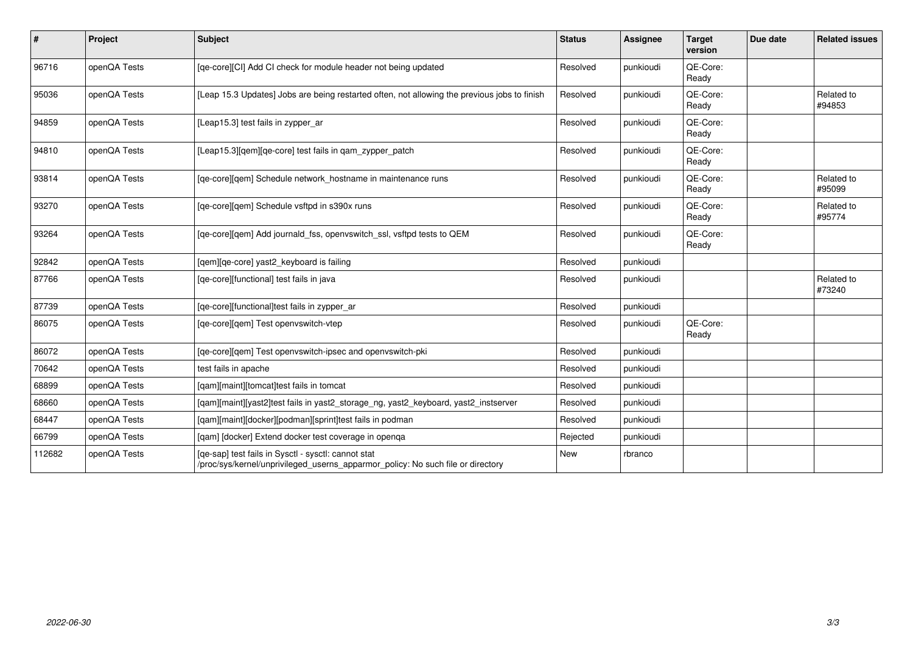| # | Project | Subject | Status | Assignee | Target version | Due date | Related issues |
|---|---|---|---|---|---|---|---|
| 96716 | openQA Tests | [qe-core][CI] Add CI check for module header not being updated | Resolved | punkioudi | QE-Core: Ready | | |
| 95036 | openQA Tests | [Leap 15.3 Updates] Jobs are being restarted often, not allowing the previous jobs to finish | Resolved | punkioudi | QE-Core: Ready | | Related to #94853 |
| 94859 | openQA Tests | [Leap15.3] test fails in zypper_ar | Resolved | punkioudi | QE-Core: Ready | | |
| 94810 | openQA Tests | [Leap15.3][qem][qe-core] test fails in qam_zypper_patch | Resolved | punkioudi | QE-Core: Ready | | |
| 93814 | openQA Tests | [qe-core][qem] Schedule network_hostname in maintenance runs | Resolved | punkioudi | QE-Core: Ready | | Related to #95099 |
| 93270 | openQA Tests | [qe-core][qem] Schedule vsftpd in s390x runs | Resolved | punkioudi | QE-Core: Ready | | Related to #95774 |
| 93264 | openQA Tests | [qe-core][qem] Add journald_fss, openvswitch_ssl, vsftpd tests to QEM | Resolved | punkioudi | QE-Core: Ready | | |
| 92842 | openQA Tests | [qem][qe-core] yast2_keyboard is failing | Resolved | punkioudi | | | |
| 87766 | openQA Tests | [qe-core][functional] test fails in java | Resolved | punkioudi | | | Related to #73240 |
| 87739 | openQA Tests | [qe-core][functional]test fails in zypper_ar | Resolved | punkioudi | | | |
| 86075 | openQA Tests | [qe-core][qem] Test openvswitch-vtep | Resolved | punkioudi | QE-Core: Ready | | |
| 86072 | openQA Tests | [qe-core][qem] Test openvswitch-ipsec and openvswitch-pki | Resolved | punkioudi | | | |
| 70642 | openQA Tests | test fails in apache | Resolved | punkioudi | | | |
| 68899 | openQA Tests | [qam][maint][tomcat]test fails in tomcat | Resolved | punkioudi | | | |
| 68660 | openQA Tests | [qam][maint][yast2]test fails in yast2_storage_ng, yast2_keyboard, yast2_instserver | Resolved | punkioudi | | | |
| 68447 | openQA Tests | [qam][maint][docker][podman][sprint]test fails in podman | Resolved | punkioudi | | | |
| 66799 | openQA Tests | [qam] [docker] Extend docker test coverage in openqa | Rejected | punkioudi | | | |
| 112682 | openQA Tests | [qe-sap] test fails in Sysctl - sysctl: cannot stat /proc/sys/kernel/unprivileged_userns_apparmor_policy: No such file or directory | New | rbranco | | | |